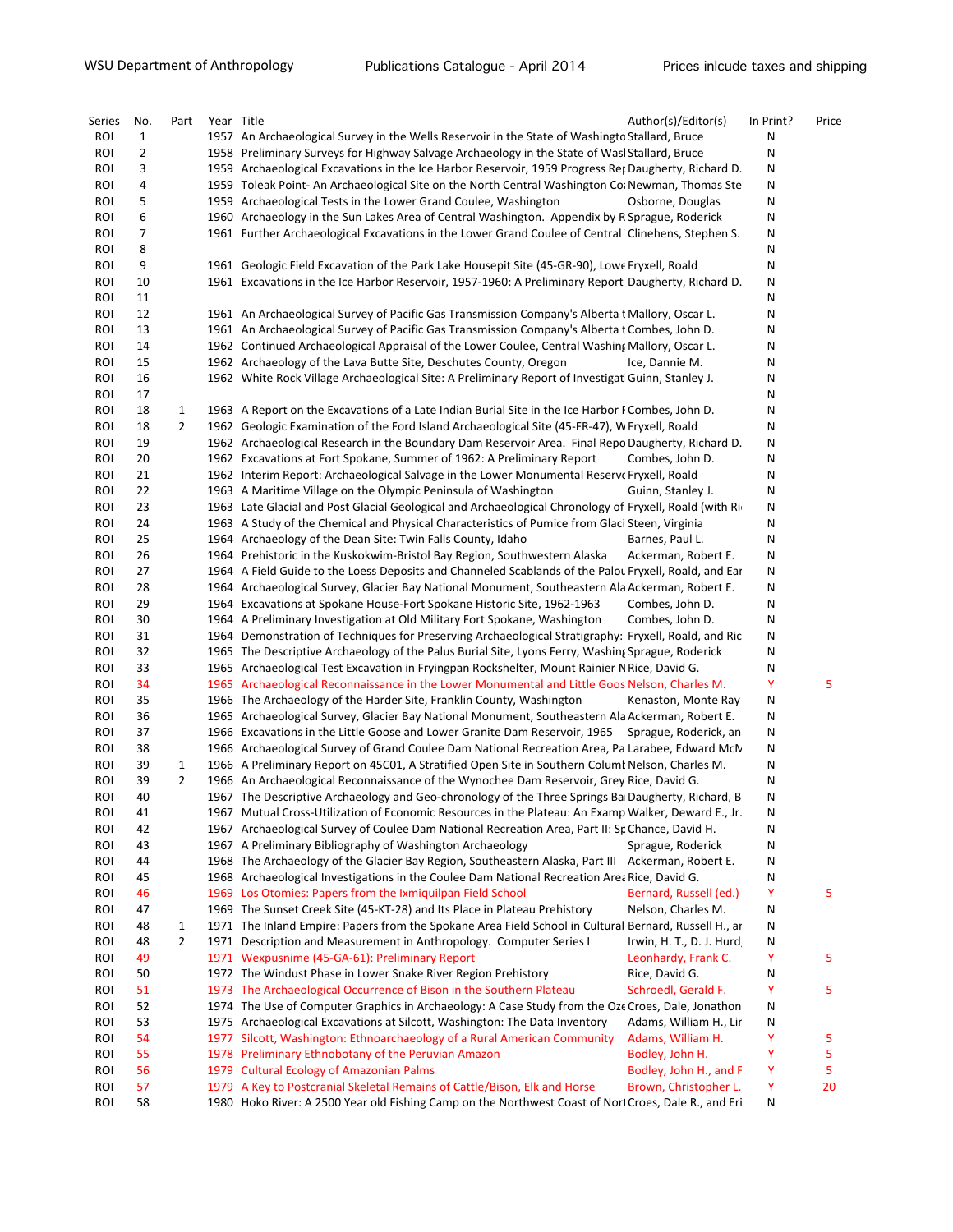WSU Department of Anthropology — Publications Catalogue - April 2014 — Prices inlcude taxes and shipping

| Series | No. | Part | Year | Title | Author(s)/Editor(s) | In Print? | Price |
|---|---|---|---|---|---|---|---|
| ROI | 1 | | 1957 | An Archaeological Survey in the Wells Reservoir in the State of Washingto | Stallard, Bruce | N | |
| ROI | 2 | | 1958 | Preliminary Surveys for Highway Salvage Archaeology in the State of Wasl | Stallard, Bruce | N | |
| ROI | 3 | | 1959 | Archaeological Excavations in the Ice Harbor Reservoir, 1959 Progress Rep | Daugherty, Richard D. | N | |
| ROI | 4 | | 1959 | Toleak Point- An Archaeological Site on the North Central Washington Co | Newman, Thomas Ste | N | |
| ROI | 5 | | 1959 | Archaeological Tests in the Lower Grand Coulee, Washington | Osborne, Douglas | N | |
| ROI | 6 | | 1960 | Archaeology in the Sun Lakes Area of Central Washington. Appendix by R | Sprague, Roderick | N | |
| ROI | 7 | | 1961 | Further Archaeological Excavations in the Lower Grand Coulee of Central | Clinehens, Stephen S. | N | |
| ROI | 8 | | | | | N | |
| ROI | 9 | | 1961 | Geologic Field Excavation of the Park Lake Housepit Site (45-GR-90), Lowe | Fryxell, Roald | N | |
| ROI | 10 | | 1961 | Excavations in the Ice Harbor Reservoir, 1957-1960: A Preliminary Report | Daugherty, Richard D. | N | |
| ROI | 11 | | | | | N | |
| ROI | 12 | | 1961 | An Archaeological Survey of Pacific Gas Transmission Company's Alberta t | Mallory, Oscar L. | N | |
| ROI | 13 | | 1961 | An Archaeological Survey of Pacific Gas Transmission Company's Alberta t | Combes, John D. | N | |
| ROI | 14 | | 1962 | Continued Archaeological Appraisal of the Lower Coulee, Central Washing | Mallory, Oscar L. | N | |
| ROI | 15 | | 1962 | Archaeology of the Lava Butte Site, Deschutes County, Oregon | Ice, Dannie M. | N | |
| ROI | 16 | | 1962 | White Rock Village Archaeological Site: A Preliminary Report of Investigat | Guinn, Stanley J. | N | |
| ROI | 17 | | | | | N | |
| ROI | 18 | 1 | 1963 | A Report on the Excavations of a Late Indian Burial Site in the Ice Harbor F | Combes, John D. | N | |
| ROI | 18 | 2 | 1962 | Geologic Examination of the Ford Island Archaeological Site (45-FR-47), W | Fryxell, Roald | N | |
| ROI | 19 | | 1962 | Archaeological Research in the Boundary Dam Reservoir Area. Final Repo | Daugherty, Richard D. | N | |
| ROI | 20 | | 1962 | Excavations at Fort Spokane, Summer of 1962: A Preliminary Report | Combes, John D. | N | |
| ROI | 21 | | 1962 | Interim Report: Archaeological Salvage in the Lower Monumental Reservo | Fryxell, Roald | N | |
| ROI | 22 | | 1963 | A Maritime Village on the Olympic Peninsula of Washington | Guinn, Stanley J. | N | |
| ROI | 23 | | 1963 | Late Glacial and Post Glacial Geological and Archaeological Chronology of | Fryxell, Roald (with Ri | N | |
| ROI | 24 | | 1963 | A Study of the Chemical and Physical Characteristics of Pumice from Glaci | Steen, Virginia | N | |
| ROI | 25 | | 1964 | Archaeology of the Dean Site: Twin Falls County, Idaho | Barnes, Paul L. | N | |
| ROI | 26 | | 1964 | Prehistoric in the Kuskokwim-Bristol Bay Region, Southwestern Alaska | Ackerman, Robert E. | N | |
| ROI | 27 | | 1964 | A Field Guide to the Loess Deposits and Channeled Scablands of the Palou | Fryxell, Roald, and Ear | N | |
| ROI | 28 | | 1964 | Archaeological Survey, Glacier Bay National Monument, Southeastern Ala | Ackerman, Robert E. | N | |
| ROI | 29 | | 1964 | Excavations at Spokane House-Fort Spokane Historic Site, 1962-1963 | Combes, John D. | N | |
| ROI | 30 | | 1964 | A Preliminary Investigation at Old Military Fort Spokane, Washington | Combes, John D. | N | |
| ROI | 31 | | 1964 | Demonstration of Techniques for Preserving Archaeological Stratigraphy: | Fryxell, Roald, and Ric | N | |
| ROI | 32 | | 1965 | The Descriptive Archaeology of the Palus Burial Site, Lyons Ferry, Washing | Sprague, Roderick | N | |
| ROI | 33 | | 1965 | Archaeological Test Excavation in Fryingpan Rockshelter, Mount Rainier N | Rice, David G. | N | |
| ROI | 34 | | 1965 | Archaeological Reconnaissance in the Lower Monumental and Little Goos | Nelson, Charles M. | Y | 5 |
| ROI | 35 | | 1966 | The Archaeology of the Harder Site, Franklin County, Washington | Kenaston, Monte Ray | N | |
| ROI | 36 | | 1965 | Archaeological Survey, Glacier Bay National Monument, Southeastern Ala | Ackerman, Robert E. | N | |
| ROI | 37 | | 1966 | Excavations in the Little Goose and Lower Granite Dam Reservoir, 1965 | Sprague, Roderick, an | N | |
| ROI | 38 | | 1966 | Archaeological Survey of Grand Coulee Dam National Recreation Area, Pa | Larabee, Edward McN | N | |
| ROI | 39 | 1 | 1966 | A Preliminary Report on 45C01, A Stratified Open Site in Southern Columb | Nelson, Charles M. | N | |
| ROI | 39 | 2 | 1966 | An Archaeological Reconnaissance of the Wynochee Dam Reservoir, Grey | Rice, David G. | N | |
| ROI | 40 | | 1967 | The Descriptive Archaeology and Geo-chronology of the Three Springs Ba | Daugherty, Richard, B | N | |
| ROI | 41 | | 1967 | Mutual Cross-Utilization of Economic Resources in the Plateau: An Examp | Walker, Deward E., Jr. | N | |
| ROI | 42 | | 1967 | Archaeological Survey of Coulee Dam National Recreation Area, Part II: Sp | Chance, David H. | N | |
| ROI | 43 | | 1967 | A Preliminary Bibliography of Washington Archaeology | Sprague, Roderick | N | |
| ROI | 44 | | 1968 | The Archaeology of the Glacier Bay Region, Southeastern Alaska, Part III | Ackerman, Robert E. | N | |
| ROI | 45 | | 1968 | Archaeological Investigations in the Coulee Dam National Recreation Are | Rice, David G. | N | |
| ROI | 46 | | 1969 | Los Otomies: Papers from the Ixmiquilpan Field School | Bernard, Russell (ed.) | Y | 5 |
| ROI | 47 | | 1969 | The Sunset Creek Site (45-KT-28) and Its Place in Plateau Prehistory | Nelson, Charles M. | N | |
| ROI | 48 | 1 | 1971 | The Inland Empire: Papers from the Spokane Area Field School in Cultural | Bernard, Russell H., ar | N | |
| ROI | 48 | 2 | 1971 | Description and Measurement in Anthropology. Computer Series I | Irwin, H. T., D. J. Hurd | N | |
| ROI | 49 | | 1971 | Wexpusnime (45-GA-61): Preliminary Report | Leonhardy, Frank C. | Y | 5 |
| ROI | 50 | | 1972 | The Windust Phase in Lower Snake River Region Prehistory | Rice, David G. | N | |
| ROI | 51 | | 1973 | The Archaeological Occurrence of Bison in the Southern Plateau | Schroedl, Gerald F. | Y | 5 |
| ROI | 52 | | 1974 | The Use of Computer Graphics in Archaeology: A Case Study from the Oze | Croes, Dale, Jonathon | N | |
| ROI | 53 | | 1975 | Archaeological Excavations at Silcott, Washington: The Data Inventory | Adams, William H., Lir | N | |
| ROI | 54 | | 1977 | Silcott, Washington: Ethnoarchaeology of a Rural American Community | Adams, William H. | Y | 5 |
| ROI | 55 | | 1978 | Preliminary Ethnobotany of the Peruvian Amazon | Bodley, John H. | Y | 5 |
| ROI | 56 | | 1979 | Cultural Ecology of Amazonian Palms | Bodley, John H., and F | Y | 5 |
| ROI | 57 | | 1979 | A Key to Postcranial Skeletal Remains of Cattle/Bison, Elk and Horse | Brown, Christopher L. | Y | 20 |
| ROI | 58 | | 1980 | Hoko River: A 2500 Year old Fishing Camp on the Northwest Coast of Nort | Croes, Dale R., and Eri | N | |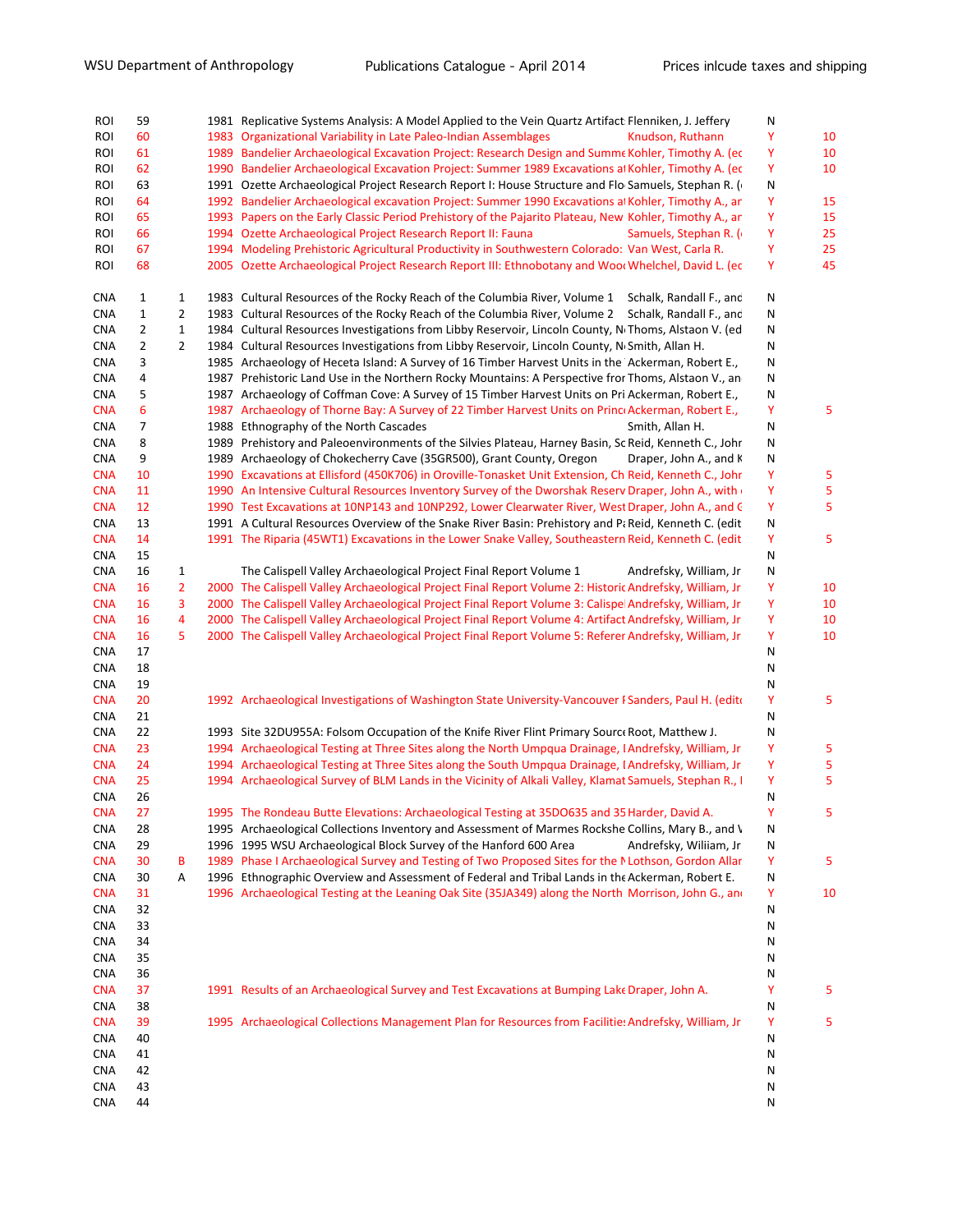| | | | | | | | |
|---|---|---|---|---|---|---|---|
| ROI | 59 | | 1981 | Replicative Systems Analysis: A Model Applied to the Vein Quartz Artifact | Flenniken, J. Jeffery | N | |
| ROI | 60 | | 1983 | Organizational Variability in Late Paleo-Indian Assemblages | Knudson, Ruthann | Y | 10 |
| ROI | 61 | | 1989 | Bandelier Archaeological Excavation Project: Research Design and Summe | Kohler, Timothy A. (ec | Y | 10 |
| ROI | 62 | | 1990 | Bandelier Archaeological Excavation Project: Summer 1989 Excavations at | Kohler, Timothy A. (ec | Y | 10 |
| ROI | 63 | | 1991 | Ozette Archaeological Project Research Report I: House Structure and Flo | Samuels, Stephan R. (( | N | |
| ROI | 64 | | 1992 | Bandelier Archaeological excavation Project: Summer 1990 Excavations at | Kohler, Timothy A., ar | Y | 15 |
| ROI | 65 | | 1993 | Papers on the Early Classic Period Prehistory of the Pajarito Plateau, New | Kohler, Timothy A., ar | Y | 15 |
| ROI | 66 | | 1994 | Ozette Archaeological Project Research Report II: Fauna | Samuels, Stephan R. (( | Y | 25 |
| ROI | 67 | | 1994 | Modeling Prehistoric Agricultural Productivity in Southwestern Colorado: | Van West, Carla R. | Y | 25 |
| ROI | 68 | | 2005 | Ozette Archaeological Project Research Report III: Ethnobotany and Wooc | Whelchel, David L. (ec | Y | 45 |
| | | | | | | | |
| CNA | 1 | 1 | 1983 | Cultural Resources of the Rocky Reach of the Columbia River, Volume 1 | Schalk, Randall F., and | N | |
| CNA | 1 | 2 | 1983 | Cultural Resources of the Rocky Reach of the Columbia River, Volume 2 | Schalk, Randall F., and | N | |
| CNA | 2 | 1 | 1984 | Cultural Resources Investigations from Libby Reservoir, Lincoln County, N | Thoms, Alstaon V. (ed | N | |
| CNA | 2 | 2 | 1984 | Cultural Resources Investigations from Libby Reservoir, Lincoln County, N | Smith, Allan H. | N | |
| CNA | 3 | | 1985 | Archaeology of Heceta Island: A Survey of 16 Timber Harvest Units in the | Ackerman, Robert E., | N | |
| CNA | 4 | | 1987 | Prehistoric Land Use in the Northern Rocky Mountains: A Perspective fror | Thoms, Alstaon V., an | N | |
| CNA | 5 | | 1987 | Archaeology of Coffman Cove: A Survey of 15 Timber Harvest Units on Pri | Ackerman, Robert E., | N | |
| CNA | 6 | | 1987 | Archaeology of Thorne Bay: A Survey of 22 Timber Harvest Units on Princ | Ackerman, Robert E., | Y | 5 |
| CNA | 7 | | 1988 | Ethnography of the North Cascades | Smith, Allan H. | N | |
| CNA | 8 | | 1989 | Prehistory and Paleoenvironments of the Silvies Plateau, Harney Basin, Sc | Reid, Kenneth C., Johr | N | |
| CNA | 9 | | 1989 | Archaeology of Chokecherry Cave (35GR500), Grant County, Oregon | Draper, John A., and K | N | |
| CNA | 10 | | 1990 | Excavations at Ellisford (45OK706) in Oroville-Tonasket Unit Extension, Ch | Reid, Kenneth C., Johr | Y | 5 |
| CNA | 11 | | 1990 | An Intensive Cultural Resources Inventory Survey of the Dworshak Reserv | Draper, John A., with | Y | 5 |
| CNA | 12 | | 1990 | Test Excavations at 10NP143 and 10NP292, Lower Clearwater River, West | Draper, John A., and G | Y | 5 |
| CNA | 13 | | 1991 | A Cultural Resources Overview of the Snake River Basin: Prehistory and Pa | Reid, Kenneth C. (edit | N | |
| CNA | 14 | | 1991 | The Riparia (45WT1) Excavations in the Lower Snake Valley, Southeastern | Reid, Kenneth C. (edit | Y | 5 |
| CNA | 15 | | | | | N | |
| CNA | 16 | 1 | | The Calispell Valley Archaeological Project Final Report Volume 1 | Andrefsky, William, Jr | N | |
| CNA | 16 | 2 | 2000 | The Calispell Valley Archaeological Project Final Report Volume 2: Historic | Andrefsky, William, Jr | Y | 10 |
| CNA | 16 | 3 | 2000 | The Calispell Valley Archaeological Project Final Report Volume 3: Calispel | Andrefsky, William, Jr | Y | 10 |
| CNA | 16 | 4 | 2000 | The Calispell Valley Archaeological Project Final Report Volume 4: Artifact | Andrefsky, William, Jr | Y | 10 |
| CNA | 16 | 5 | 2000 | The Calispell Valley Archaeological Project Final Report Volume 5: Referer | Andrefsky, William, Jr | Y | 10 |
| CNA | 17 | | | | | N | |
| CNA | 18 | | | | | N | |
| CNA | 19 | | | | | N | |
| CNA | 20 | | 1992 | Archaeological Investigations of Washington State University-Vancouver F | Sanders, Paul H. (edito | Y | 5 |
| CNA | 21 | | | | | N | |
| CNA | 22 | | 1993 | Site 32DU955A: Folsom Occupation of the Knife River Flint Primary Source | Root, Matthew J. | N | |
| CNA | 23 | | 1994 | Archaeological Testing at Three Sites along the North Umpqua Drainage, I | Andrefsky, William, Jr | Y | 5 |
| CNA | 24 | | 1994 | Archaeological Testing at Three Sites along the South Umpqua Drainage, I | Andrefsky, William, Jr | Y | 5 |
| CNA | 25 | | 1994 | Archaeological Survey of BLM Lands in the Vicinity of Alkali Valley, Klamat | Samuels, Stephan R., I | Y | 5 |
| CNA | 26 | | | | | N | |
| CNA | 27 | | 1995 | The Rondeau Butte Elevations: Archaeological Testing at 35DO635 and 35 | Harder, David A. | Y | 5 |
| CNA | 28 | | 1995 | Archaeological Collections Inventory and Assessment of Marmes Rockshe | Collins, Mary B., and V | N | |
| CNA | 29 | | 1996 | 1995 WSU Archaeological Block Survey of the Hanford 600 Area | Andrefsky, Wiliiam, Jr | N | |
| CNA | 30 | B | 1989 | Phase I Archaeological Survey and Testing of Two Proposed Sites for the N | Lothson, Gordon Allar | Y | 5 |
| CNA | 30 | A | 1996 | Ethnographic Overview and Assessment of Federal and Tribal Lands in the | Ackerman, Robert E. | N | |
| CNA | 31 | | 1996 | Archaeological Testing at the Leaning Oak Site (35JA349) along the North | Morrison, John G., and | Y | 10 |
| CNA | 32 | | | | | N | |
| CNA | 33 | | | | | N | |
| CNA | 34 | | | | | N | |
| CNA | 35 | | | | | N | |
| CNA | 36 | | | | | N | |
| CNA | 37 | | 1991 | Results of an Archaeological Survey and Test Excavations at Bumping Lake | Draper, John A. | Y | 5 |
| CNA | 38 | | | | | N | |
| CNA | 39 | | 1995 | Archaeological Collections Management Plan for Resources from Facilities | Andrefsky, William, Jr | Y | 5 |
| CNA | 40 | | | | | N | |
| CNA | 41 | | | | | N | |
| CNA | 42 | | | | | N | |
| CNA | 43 | | | | | N | |
| CNA | 44 | | | | | N | |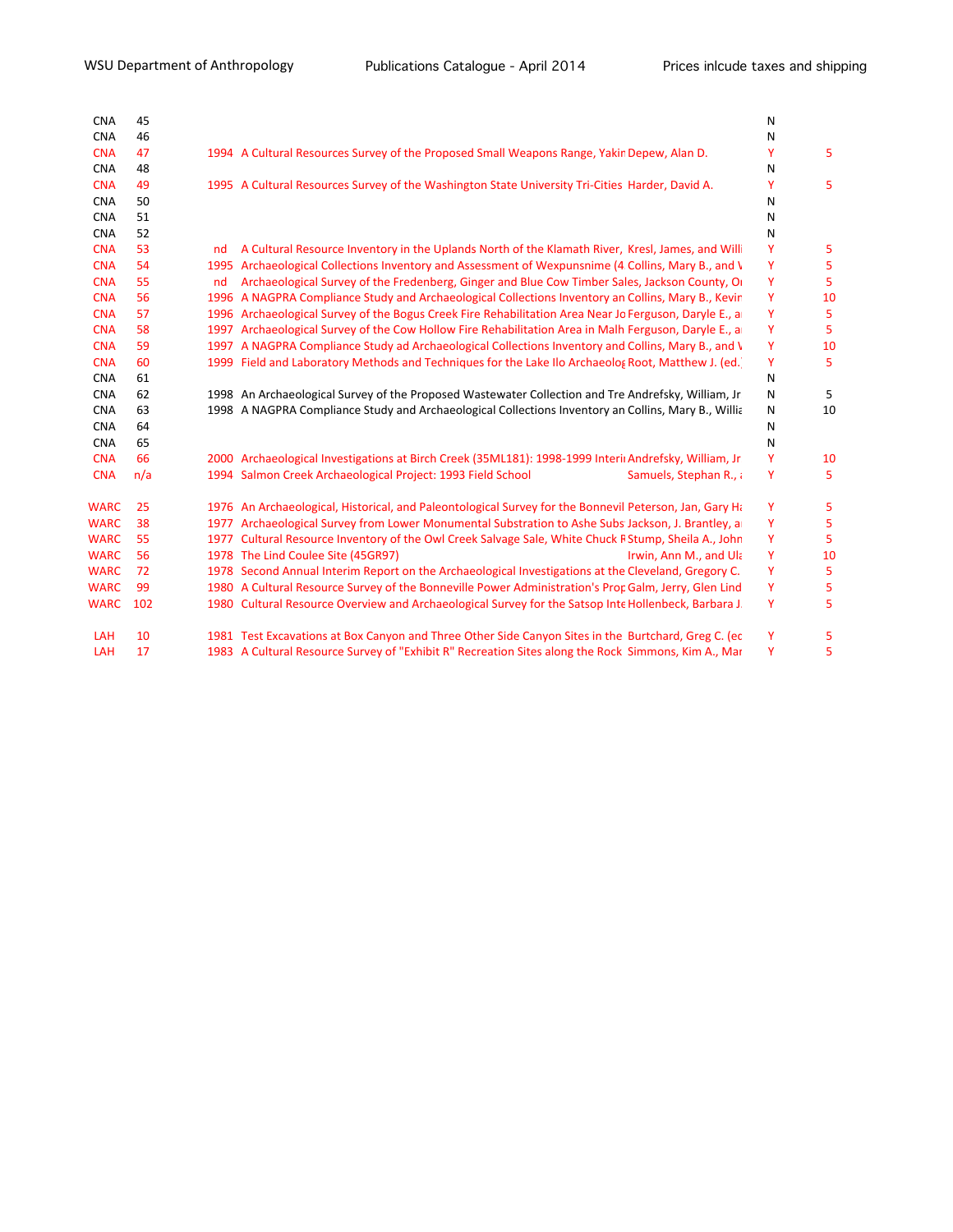| | | | | | | |
|---|---|---|---|---|---|---|
| CNA | 45 | | | | N | |
| CNA | 46 | | | | N | |
| CNA | 47 | 1994 | A Cultural Resources Survey of the Proposed Small Weapons Range, Yakin | Depew, Alan D. | Y | 5 |
| CNA | 48 | | | | N | |
| CNA | 49 | 1995 | A Cultural Resources Survey of the Washington State University Tri-Cities | Harder, David A. | Y | 5 |
| CNA | 50 | | | | N | |
| CNA | 51 | | | | N | |
| CNA | 52 | | | | N | |
| CNA | 53 | nd | A Cultural Resource Inventory in the Uplands North of the Klamath River, | Kresl, James, and Willi | Y | 5 |
| CNA | 54 | 1995 | Archaeological Collections Inventory and Assessment of Wexpusnime (4 | Collins, Mary B., and V | Y | 5 |
| CNA | 55 | nd | Archaeological Survey of the Fredenberg, Ginger and Blue Cow Timber Sales, Jackson County, Or | | Y | 5 |
| CNA | 56 | 1996 | A NAGPRA Compliance Study and Archaeological Collections Inventory an | Collins, Mary B., Kevin | Y | 10 |
| CNA | 57 | 1996 | Archaeological Survey of the Bogus Creek Fire Rehabilitation Area Near Jo | Ferguson, Daryle E., a | Y | 5 |
| CNA | 58 | 1997 | Archaeological Survey of the Cow Hollow Fire Rehabilitation Area in Malh | Ferguson, Daryle E., a | Y | 5 |
| CNA | 59 | 1997 | A NAGPRA Compliance Study ad Archaeological Collections Inventory and | Collins, Mary B., and V | Y | 10 |
| CNA | 60 | 1999 | Field and Laboratory Methods and Techniques for the Lake Ilo Archaeolog | Root, Matthew J. (ed.) | Y | 5 |
| CNA | 61 | | | | N | |
| CNA | 62 | 1998 | An Archaeological Survey of the Proposed Wastewater Collection and Tre | Andrefsky, William, Jr | N | 5 |
| CNA | 63 | 1998 | A NAGPRA Compliance Study and Archaeological Collections Inventory an | Collins, Mary B., Willia | N | 10 |
| CNA | 64 | | | | N | |
| CNA | 65 | | | | N | |
| CNA | 66 | 2000 | Archaeological Investigations at Birch Creek (35ML181): 1998-1999 Interi | Andrefsky, William, Jr | Y | 10 |
| CNA | n/a | 1994 | Salmon Creek Archaeological Project: 1993 Field School | Samuels, Stephan R., a | Y | 5 |
| | | | | | | |
| WARC | 25 | 1976 | An Archaeological, Historical, and Paleontological Survey for the Bonnevil | Peterson, Jan, Gary Ha | Y | 5 |
| WARC | 38 | 1977 | Archaeological Survey from Lower Monumental Substration to Ashe Subs | Jackson, J. Brantley, a | Y | 5 |
| WARC | 55 | 1977 | Cultural Resource Inventory of the Owl Creek Salvage Sale, White Chuck R | Stump, Sheila A., John | Y | 5 |
| WARC | 56 | 1978 | The Lind Coulee Site (45GR97) | Irwin, Ann M., and Ula | Y | 10 |
| WARC | 72 | 1978 | Second Annual Interim Report on the Archaeological Investigations at the | Cleveland, Gregory C. | Y | 5 |
| WARC | 99 | 1980 | A Cultural Resource Survey of the Bonneville Power Administration's Prop | Galm, Jerry, Glen Lind | Y | 5 |
| WARC | 102 | 1980 | Cultural Resource Overview and Archaeological Survey for the Satsop Inte | Hollenbeck, Barbara J. | Y | 5 |
| | | | | | | |
| LAH | 10 | 1981 | Test Excavations at Box Canyon and Three Other Side Canyon Sites in the | Burtchard, Greg C. (ec | Y | 5 |
| LAH | 17 | 1983 | A Cultural Resource Survey of "Exhibit R" Recreation Sites along the Rock | Simmons, Kim A., Mar | Y | 5 |